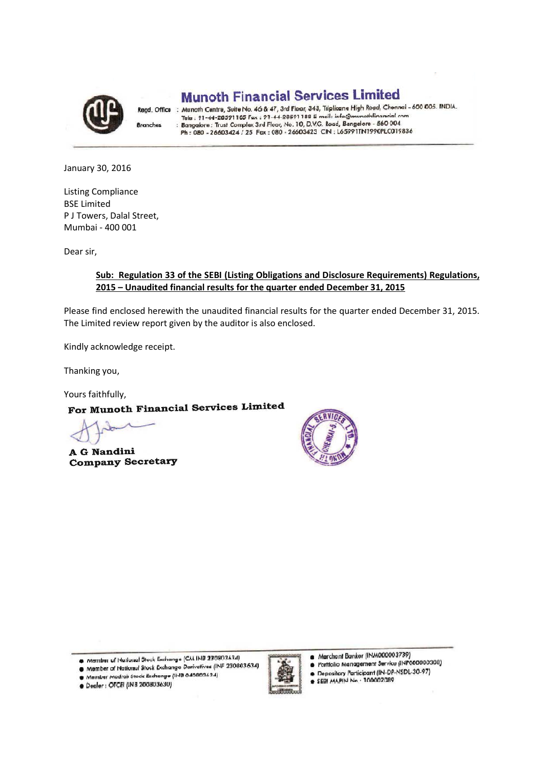# Munoth Financial Services Limited

Regd. Office : Munoth Centre, Suite No. 46 & 47, 3rd Floor, 343, Triplicane High Road, Chennai - 600 005. INDIA.
Tele : 91-44-28591105 Fax : 91-44-28591189 E mail: info@munothfinancial.com

Branches : Bangalore : Trust Complex 3rd Floor, No. 10, D.V.G. Road, Bangalore - 560 004
Ph : 080 - 26603424 / 25 Fax : 080 - 26603423 CIN : L65991TN1990PLC019836

January 30, 2016

Listing Compliance
BSE Limited
P J Towers, Dalal Street,
Mumbai - 400 001

Dear sir,

**Sub: Regulation 33 of the SEBI (Listing Obligations and Disclosure Requirements) Regulations, 2015 – Unaudited financial results for the quarter ended December 31, 2015**

Please find enclosed herewith the unaudited financial results for the quarter ended December 31, 2015. The Limited review report given by the auditor is also enclosed.

Kindly acknowledge receipt.

Thanking you,

Yours faithfully,

**For Munoth Financial Services Limited**

**A G Nandini**
**Company Secretary**

- Member of National Stock Exchange (CM INB 230803634)
- Member of National Stock Exchange Derivatives (INF 230803634)
- Member Madras Stock Exchange (INB 040803634)
- Dealer : OTCEI (INB 200803630)
- Merchant Banker (INM000003739)
- Portfolio Management Service (INP000000308)
- Depository Participant (IN-DP-NSDL-30-97)
- SEBI MAPIN No. 100002089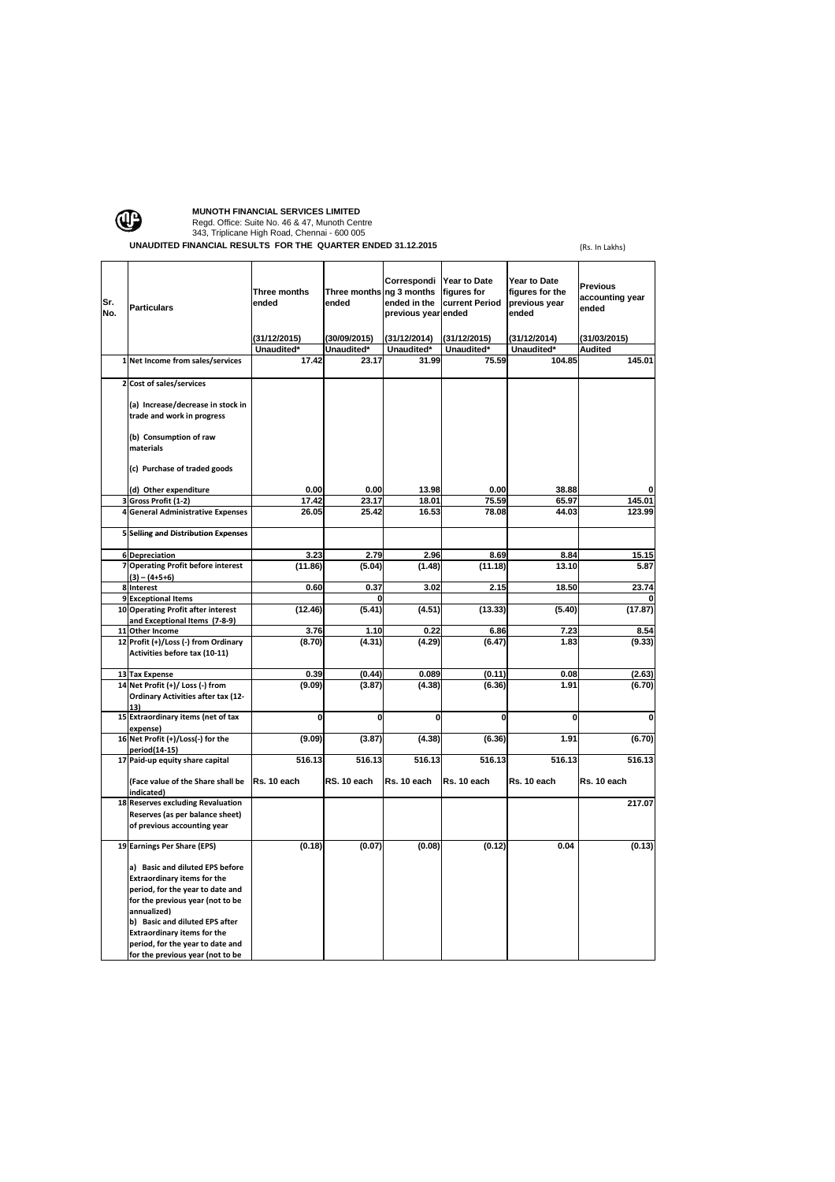**MUNOTH FINANCIAL SERVICES LIMITED**
Regd. Office: Suite No. 46 & 47, Munoth Centre
343, Triplicane High Road, Chennai - 600 005

**UNAUDITED FINANCIAL RESULTS FOR THE QUARTER ENDED 31.12.2015**

(Rs. In Lakhs)

| Sr. No. | Particulars | Three months ended | Three months ended | Corresponding 3 months ended in the previous year | Year to Date figures for current Period ended | Year to Date figures for the previous year ended | Previous accounting year ended |
|---|---|---|---|---|---|---|---|
| | | (31/12/2015) | (30/09/2015) | (31/12/2014) | (31/12/2015) | (31/12/2014) | (31/03/2015) |
| | | Unaudited* | Unaudited* | Unaudited* | Unaudited* | Unaudited* | Audited |
| 1 | Net Income from sales/services | 17.42 | 23.17 | 31.99 | 75.59 | 104.85 | 145.01 |
| 2 | Cost of sales/services | | | | | | |
| | (a) Increase/decrease in stock in trade and work in progress | | | | | | |
| | (b) Consumption of raw materials | | | | | | |
| | (c) Purchase of traded goods | | | | | | |
| | (d) Other expenditure | 0.00 | 0.00 | 13.98 | 0.00 | 38.88 | 0 |
| 3 | Gross Profit (1-2) | 17.42 | 23.17 | 18.01 | 75.59 | 65.97 | 145.01 |
| 4 | General Administrative Expenses | 26.05 | 25.42 | 16.53 | 78.08 | 44.03 | 123.99 |
| 5 | Selling and Distribution Expenses | | | | | | |
| 6 | Depreciation | 3.23 | 2.79 | 2.96 | 8.69 | 8.84 | 15.15 |
| 7 | Operating Profit before interest (3) – (4+5+6) | (11.86) | (5.04) | (1.48) | (11.18) | 13.10 | 5.87 |
| 8 | Interest | 0.60 | 0.37 | 3.02 | 2.15 | 18.50 | 23.74 |
| 9 | Exceptional Items | | 0 | | | | 0 |
| 10 | Operating Profit after interest and Exceptional Items (7-8-9) | (12.46) | (5.41) | (4.51) | (13.33) | (5.40) | (17.87) |
| 11 | Other Income | 3.76 | 1.10 | 0.22 | 6.86 | 7.23 | 8.54 |
| 12 | Profit (+)/Loss (-) from Ordinary Activities before tax (10-11) | (8.70) | (4.31) | (4.29) | (6.47) | 1.83 | (9.33) |
| 13 | Tax Expense | 0.39 | (0.44) | 0.089 | (0.11) | 0.08 | (2.63) |
| 14 | Net Profit (+)/ Loss (-) from Ordinary Activities after tax (12-13) | (9.09) | (3.87) | (4.38) | (6.36) | 1.91 | (6.70) |
| 15 | Extraordinary items (net of tax expense) | 0 | 0 | 0 | 0 | 0 | 0 |
| 16 | Net Profit (+)/Loss(-) for the period(14-15) | (9.09) | (3.87) | (4.38) | (6.36) | 1.91 | (6.70) |
| 17 | Paid-up equity share capital | 516.13 | 516.13 | 516.13 | 516.13 | 516.13 | 516.13 |
| | (Face value of the Share shall be indicated) | Rs. 10 each | RS. 10 each | Rs. 10 each | Rs. 10 each | Rs. 10 each | Rs. 10 each |
| 18 | Reserves excluding Revaluation Reserves (as per balance sheet) of previous accounting year | | | | | | 217.07 |
| 19 | Earnings Per Share (EPS) | (0.18) | (0.07) | (0.08) | (0.12) | 0.04 | (0.13) |
| | a) Basic and diluted EPS before Extraordinary items for the period, for the year to date and for the previous year (not to be annualized) | | | | | | |
| | b) Basic and diluted EPS after Extraordinary items for the period, for the year to date and for the previous year (not to be | | | | | | |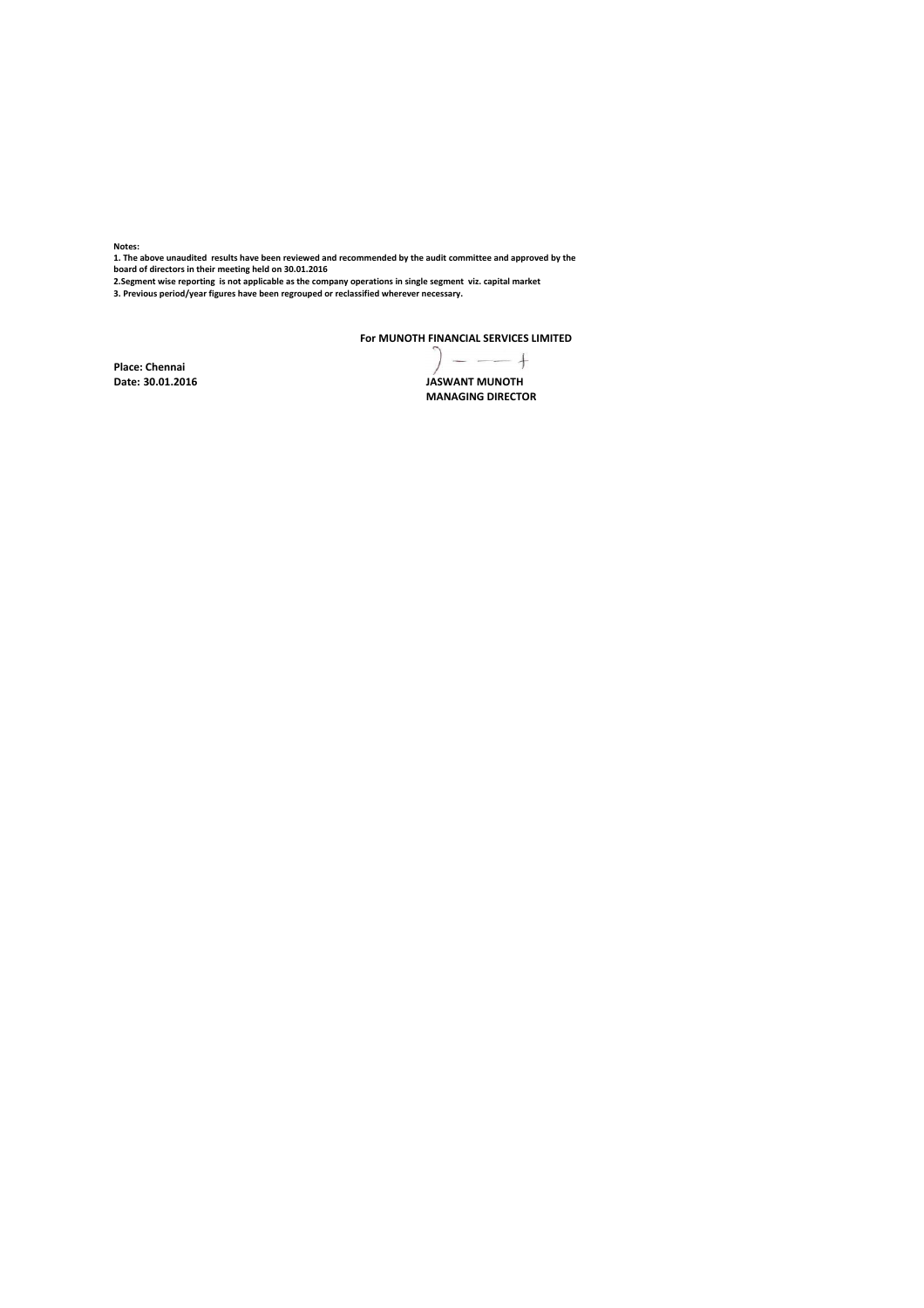**Notes:**

**1. The above unaudited results have been reviewed and recommended by the audit committee and approved by the board of directors in their meeting held on 30.01.2016**

**2.Segment wise reporting is not applicable as the company operations in single segment viz. capital market**

**3. Previous period/year figures have been regrouped or reclassified wherever necessary.**

**For MUNOTH FINANCIAL SERVICES LIMITED**

**Place: Chennai**

**Date: 30.01.2016**

**JASWANT MUNOTH**

**MANAGING DIRECTOR**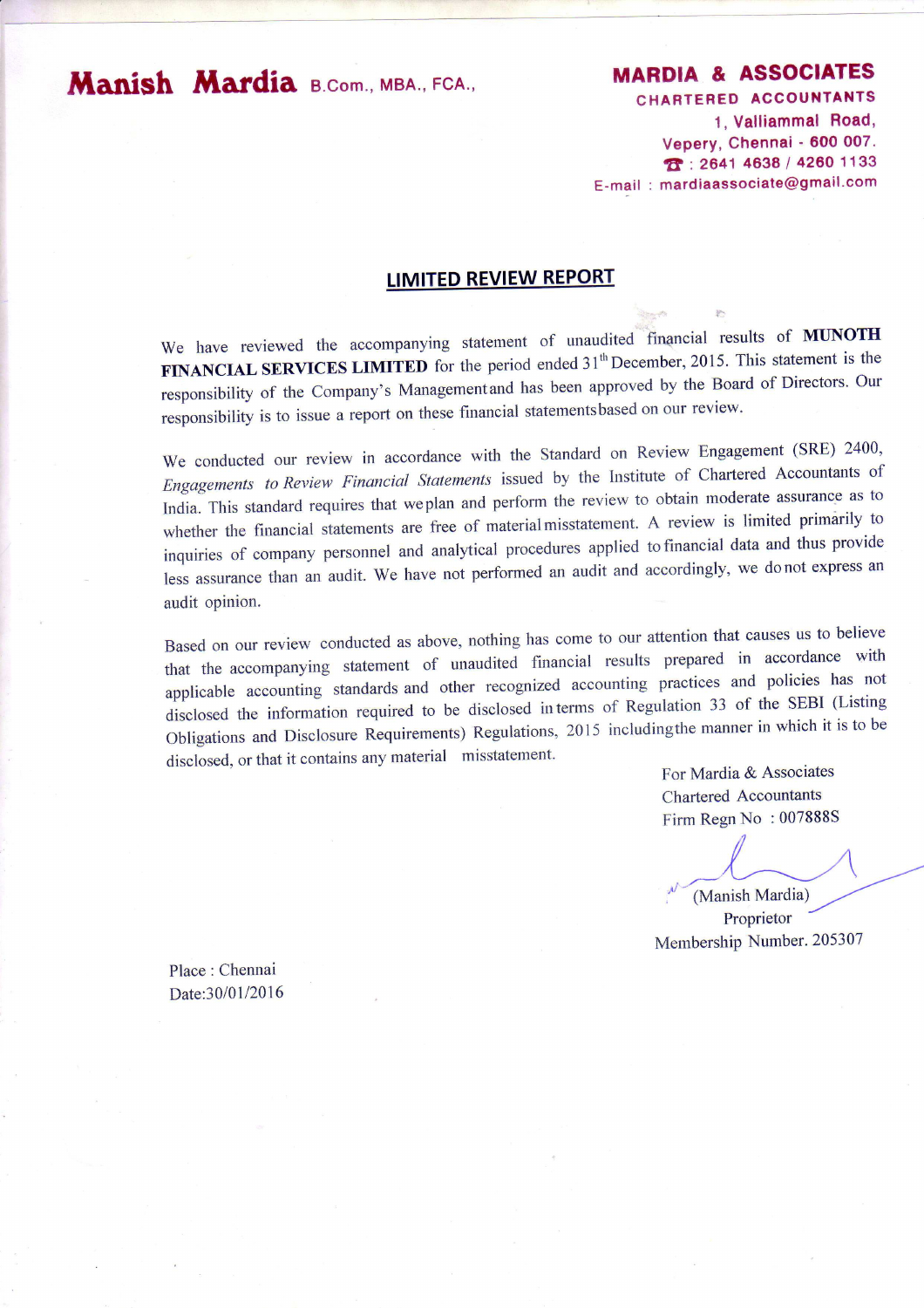**Manish Mardia** B.Com., MBA., FCA.,

**MARDIA & ASSOCIATES**
CHARTERED ACCOUNTANTS
1, Valliammal Road,
Vepery, Chennai - 600 007.
☎ : 2641 4638 / 4260 1133
E-mail : mardiaassociate@gmail.com

## LIMITED REVIEW REPORT

We have reviewed the accompanying statement of unaudited financial results of **MUNOTH FINANCIAL SERVICES LIMITED** for the period ended 31[th] December, 2015. This statement is the responsibility of the Company's Managementand has been approved by the Board of Directors. Our responsibility is to issue a report on these financial statementsbased on our review.

We conducted our review in accordance with the Standard on Review Engagement (SRE) 2400, *Engagements to Review Financial Statements* issued by the Institute of Chartered Accountants of India. This standard requires that weplan and perform the review to obtain moderate assurance as to whether the financial statements are free of materialmisstatement. A review is limited primarily to inquiries of company personnel and analytical procedures applied tofinancial data and thus provide less assurance than an audit. We have not performed an audit and accordingly, we donot express an audit opinion.

Based on our review conducted as above, nothing has come to our attention that causes us to believe that the accompanying statement of unaudited financial results prepared in accordance with applicable accounting standards and other recognized accounting practices and policies has not disclosed the information required to be disclosed interms of Regulation 33 of the SEBI (Listing Obligations and Disclosure Requirements) Regulations, 2015 includingthe manner in which it is to be disclosed, or that it contains any material misstatement.

For Mardia & Associates
Chartered Accountants
Firm Regn No : 007888S

(Manish Mardia)
Proprietor
Membership Number. 205307

Place : Chennai
Date:30/01/2016